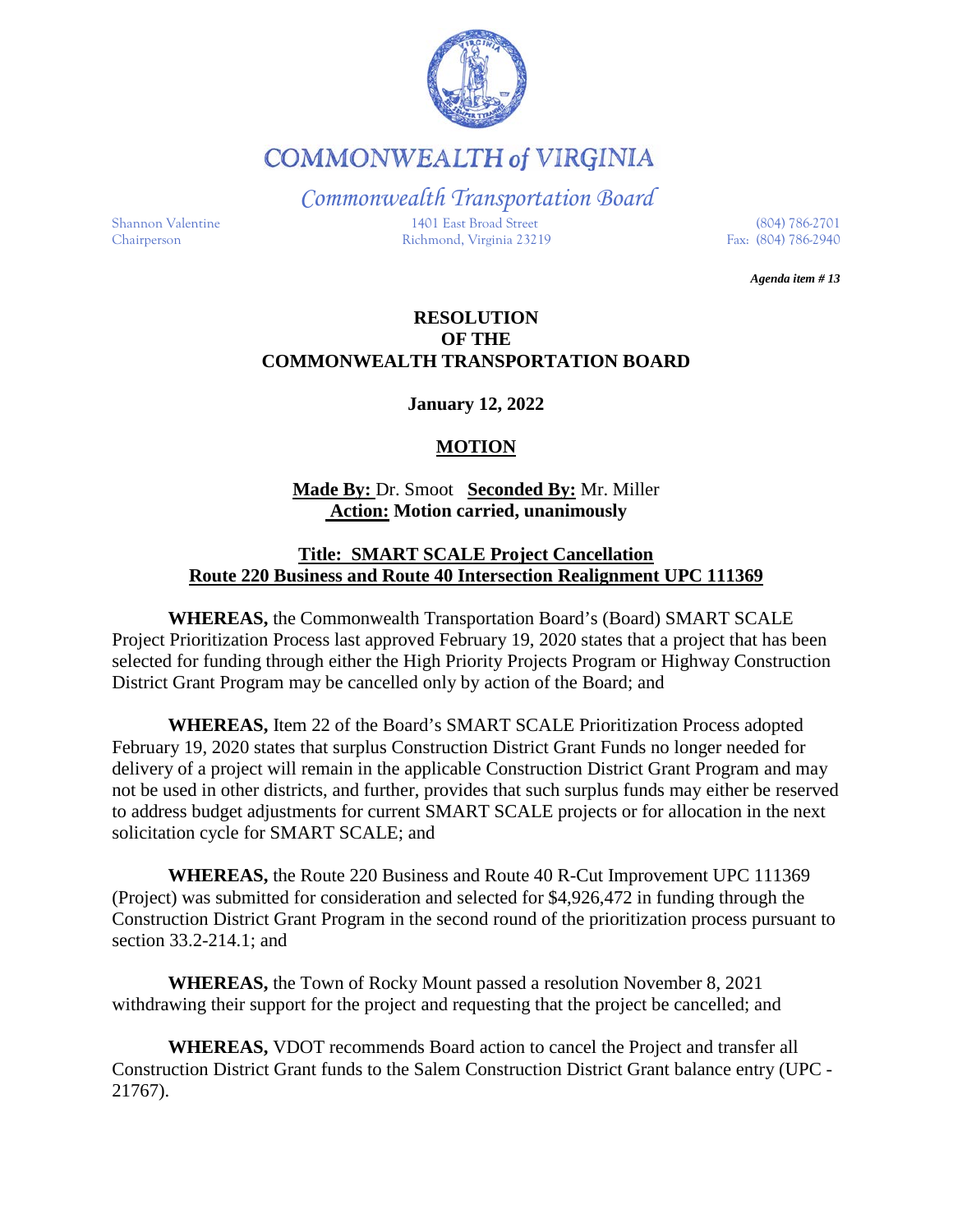# COMMONWEALTH of VIRGINIA

## *Commonwealth Transportation Board*

Shannon Valentine
Chairperson

1401 East Broad Street
Richmond, Virginia 23219

(804) 786-2701
Fax: (804) 786-2940

***Agenda item # 13***

**RESOLUTION**
**OF THE**
**COMMONWEALTH TRANSPORTATION BOARD**

**January 12, 2022**

**MOTION**

**Made By:** Dr. Smoot **Seconded By:** Mr. Miller
**Action: Motion carried, unanimously**

**Title: SMART SCALE Project Cancellation**
**Route 220 Business and Route 40 Intersection Realignment UPC 111369**

**WHEREAS,** the Commonwealth Transportation Board's (Board) SMART SCALE Project Prioritization Process last approved February 19, 2020 states that a project that has been selected for funding through either the High Priority Projects Program or Highway Construction District Grant Program may be cancelled only by action of the Board; and

**WHEREAS,** Item 22 of the Board's SMART SCALE Prioritization Process adopted February 19, 2020 states that surplus Construction District Grant Funds no longer needed for delivery of a project will remain in the applicable Construction District Grant Program and may not be used in other districts, and further, provides that such surplus funds may either be reserved to address budget adjustments for current SMART SCALE projects or for allocation in the next solicitation cycle for SMART SCALE; and

**WHEREAS,** the Route 220 Business and Route 40 R-Cut Improvement UPC 111369 (Project) was submitted for consideration and selected for $4,926,472 in funding through the Construction District Grant Program in the second round of the prioritization process pursuant to section 33.2-214.1; and

**WHEREAS,** the Town of Rocky Mount passed a resolution November 8, 2021 withdrawing their support for the project and requesting that the project be cancelled; and

**WHEREAS,** VDOT recommends Board action to cancel the Project and transfer all Construction District Grant funds to the Salem Construction District Grant balance entry (UPC - 21767).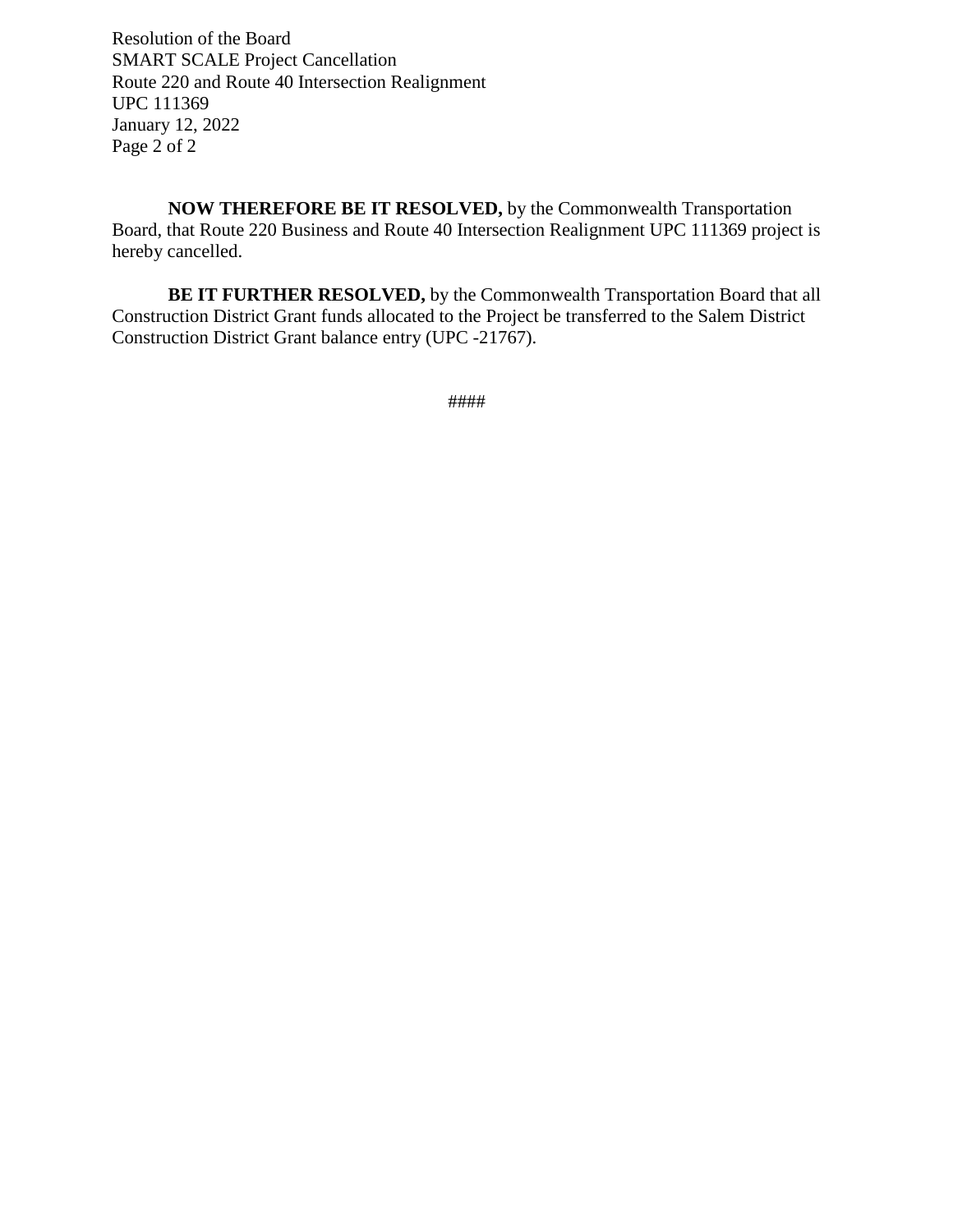**NOW THEREFORE BE IT RESOLVED,** by the Commonwealth Transportation Board, that Route 220 Business and Route 40 Intersection Realignment UPC 111369 project is hereby cancelled.

**BE IT FURTHER RESOLVED,** by the Commonwealth Transportation Board that all Construction District Grant funds allocated to the Project be transferred to the Salem District Construction District Grant balance entry (UPC -21767).

####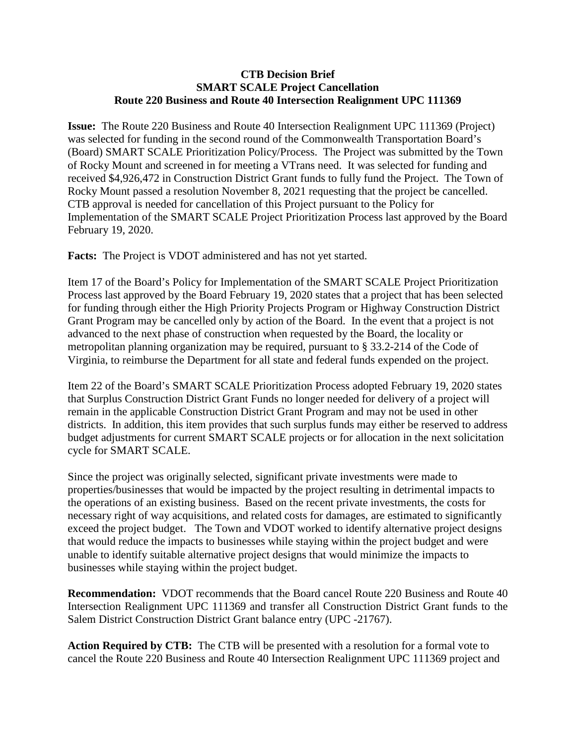**CTB Decision Brief**
**SMART SCALE Project Cancellation**
**Route 220 Business and Route 40 Intersection Realignment UPC 111369**

**Issue:** The Route 220 Business and Route 40 Intersection Realignment UPC 111369 (Project) was selected for funding in the second round of the Commonwealth Transportation Board's (Board) SMART SCALE Prioritization Policy/Process. The Project was submitted by the Town of Rocky Mount and screened in for meeting a VTrans need. It was selected for funding and received $4,926,472 in Construction District Grant funds to fully fund the Project. The Town of Rocky Mount passed a resolution November 8, 2021 requesting that the project be cancelled. CTB approval is needed for cancellation of this Project pursuant to the Policy for Implementation of the SMART SCALE Project Prioritization Process last approved by the Board February 19, 2020.

**Facts:** The Project is VDOT administered and has not yet started.

Item 17 of the Board's Policy for Implementation of the SMART SCALE Project Prioritization Process last approved by the Board February 19, 2020 states that a project that has been selected for funding through either the High Priority Projects Program or Highway Construction District Grant Program may be cancelled only by action of the Board. In the event that a project is not advanced to the next phase of construction when requested by the Board, the locality or metropolitan planning organization may be required, pursuant to § 33.2-214 of the Code of Virginia, to reimburse the Department for all state and federal funds expended on the project.

Item 22 of the Board's SMART SCALE Prioritization Process adopted February 19, 2020 states that Surplus Construction District Grant Funds no longer needed for delivery of a project will remain in the applicable Construction District Grant Program and may not be used in other districts. In addition, this item provides that such surplus funds may either be reserved to address budget adjustments for current SMART SCALE projects or for allocation in the next solicitation cycle for SMART SCALE.

Since the project was originally selected, significant private investments were made to properties/businesses that would be impacted by the project resulting in detrimental impacts to the operations of an existing business. Based on the recent private investments, the costs for necessary right of way acquisitions, and related costs for damages, are estimated to significantly exceed the project budget. The Town and VDOT worked to identify alternative project designs that would reduce the impacts to businesses while staying within the project budget and were unable to identify suitable alternative project designs that would minimize the impacts to businesses while staying within the project budget.

**Recommendation:** VDOT recommends that the Board cancel Route 220 Business and Route 40 Intersection Realignment UPC 111369 and transfer all Construction District Grant funds to the Salem District Construction District Grant balance entry (UPC -21767).

**Action Required by CTB:** The CTB will be presented with a resolution for a formal vote to cancel the Route 220 Business and Route 40 Intersection Realignment UPC 111369 project and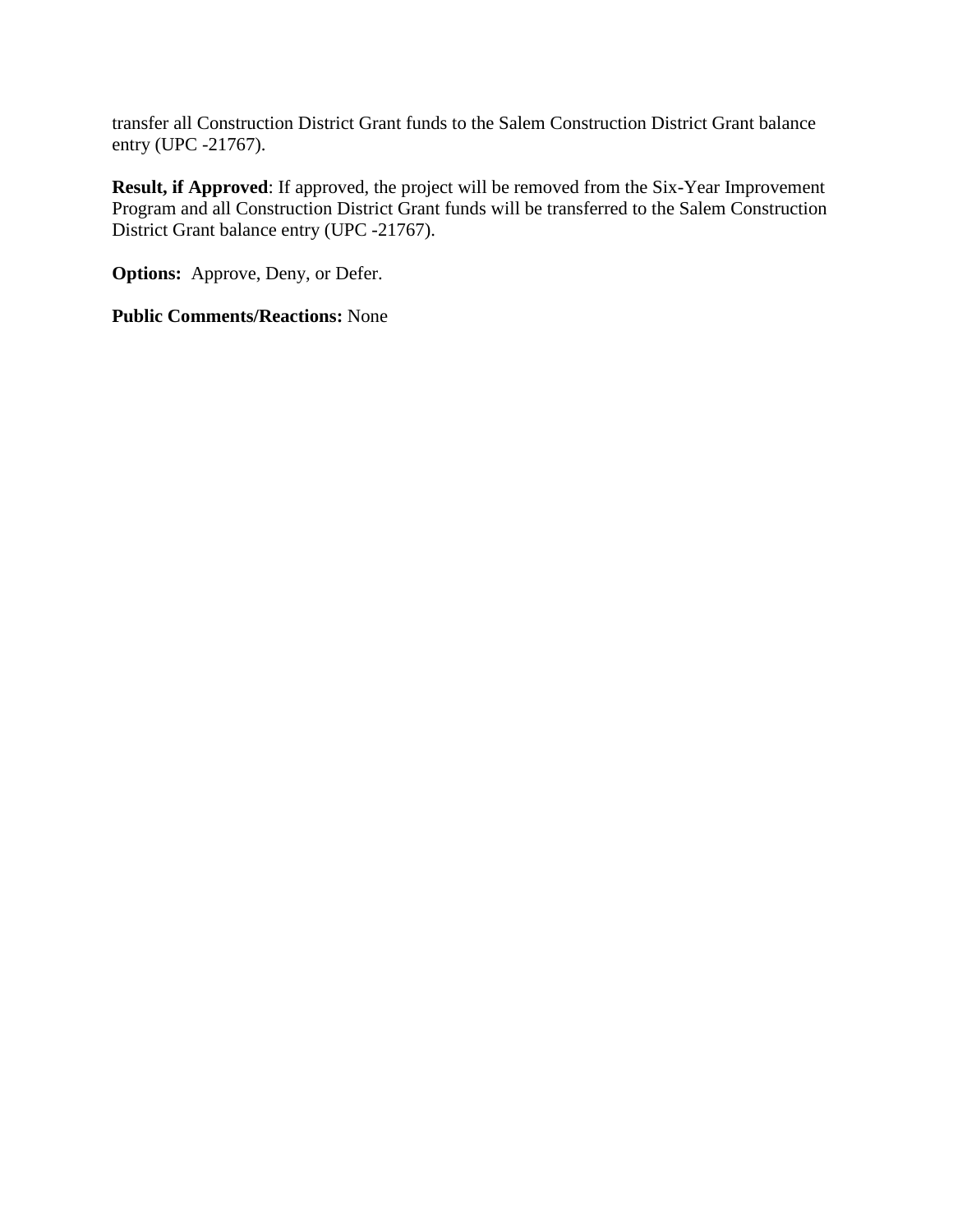transfer all Construction District Grant funds to the Salem Construction District Grant balance entry (UPC -21767).

**Result, if Approved**: If approved, the project will be removed from the Six-Year Improvement Program and all Construction District Grant funds will be transferred to the Salem Construction District Grant balance entry (UPC -21767).

**Options:** Approve, Deny, or Defer.

**Public Comments/Reactions:** None